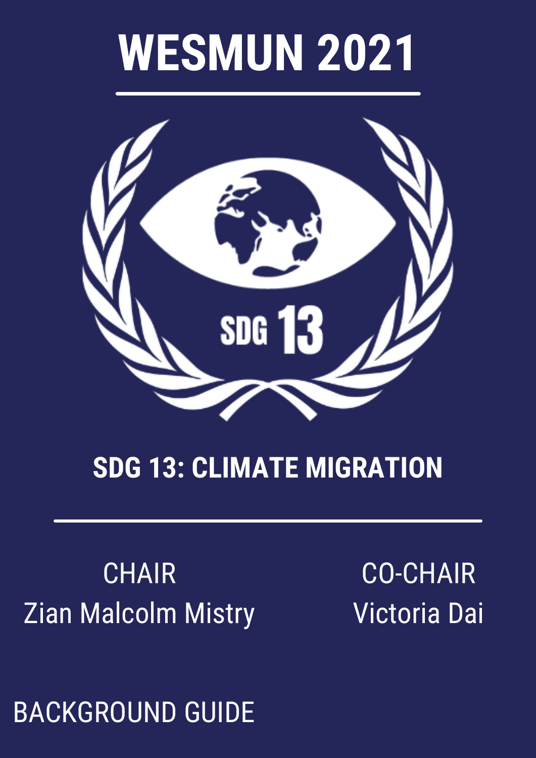# WESMUN 2021

SDG 13

## SDG 13: CLIMATE MIGRATION

CHAIR
Zian Malcolm Mistry

CO-CHAIR
Victoria Dai

BACKGROUND GUIDE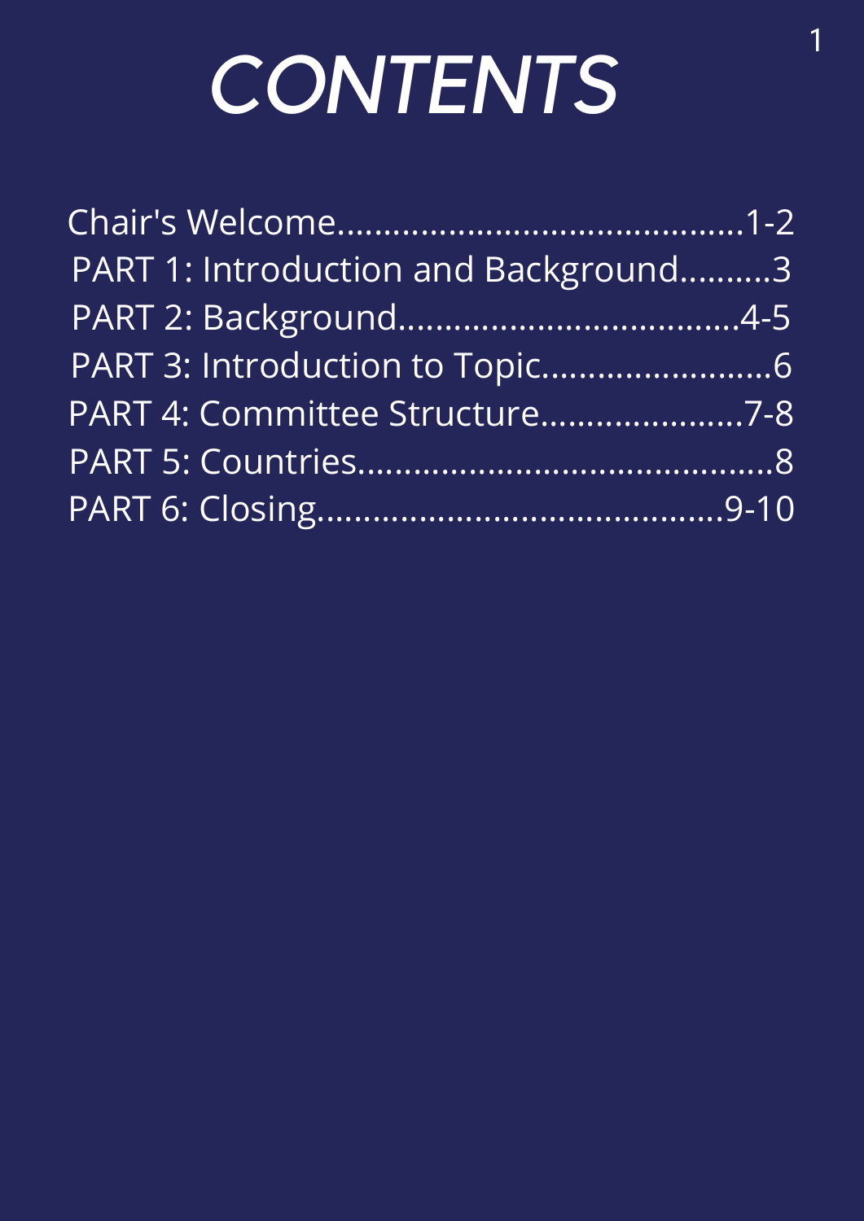# CONTENTS

Chair's Welcome..........................................1-2
PART 1: Introduction and Background..........3
PART 2: Background....................................4-5
PART 3: Introduction to Topic.........................6
PART 4: Committee Structure......................7-8
PART 5: Countries............................................8
PART 6: Closing..........................................9-10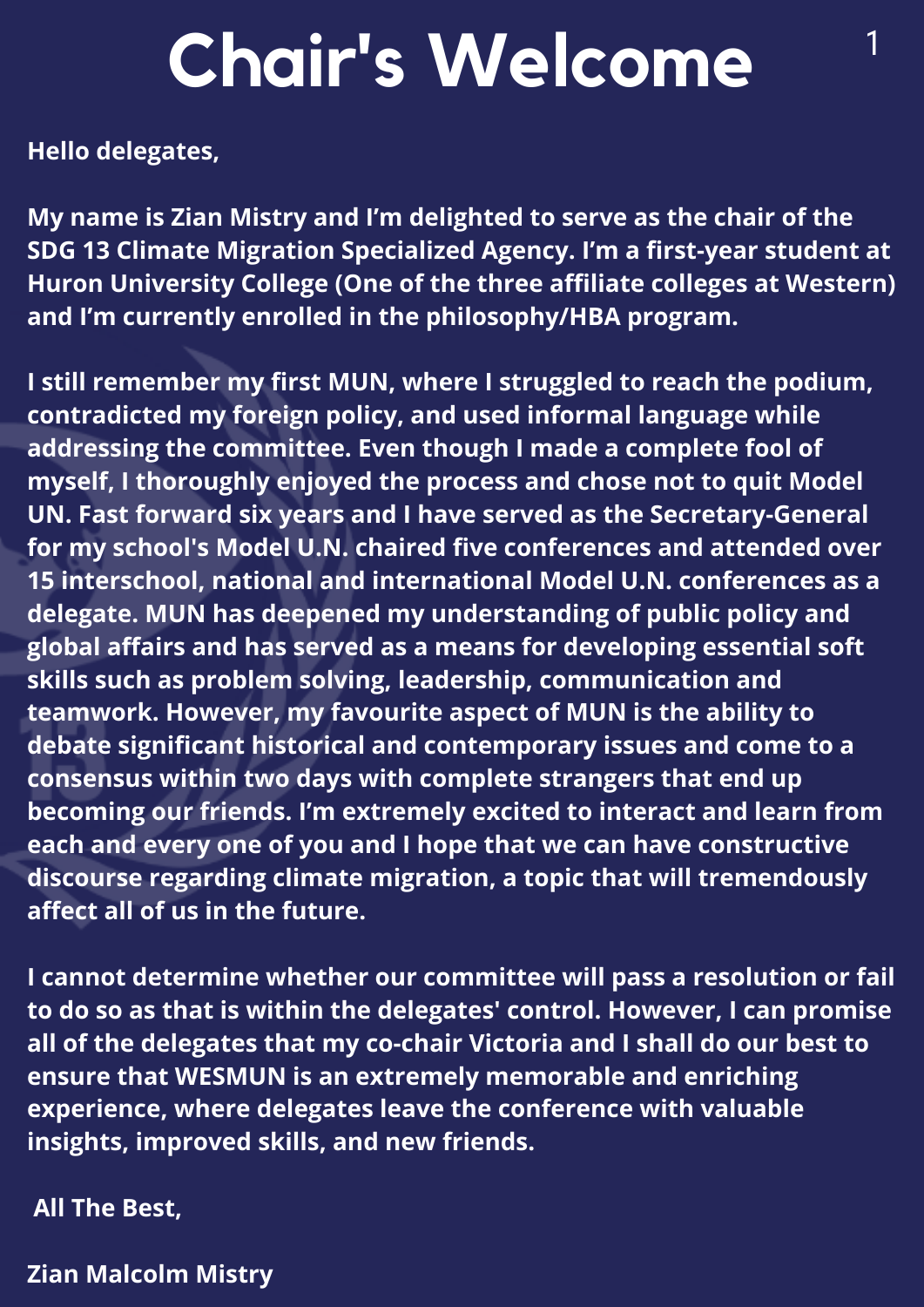# Chair's Welcome

**Hello delegates,**

**My name is Zian Mistry and I'm delighted to serve as the chair of the SDG 13 Climate Migration Specialized Agency. I'm a first-year student at Huron University College (One of the three affiliate colleges at Western) and I'm currently enrolled in the philosophy/HBA program.**

**I still remember my first MUN, where I struggled to reach the podium, contradicted my foreign policy, and used informal language while addressing the committee. Even though I made a complete fool of myself, I thoroughly enjoyed the process and chose not to quit Model UN. Fast forward six years and I have served as the Secretary-General for my school's Model U.N. chaired five conferences and attended over 15 interschool, national and international Model U.N. conferences as a delegate. MUN has deepened my understanding of public policy and global affairs and has served as a means for developing essential soft skills such as problem solving, leadership, communication and teamwork. However, my favourite aspect of MUN is the ability to debate significant historical and contemporary issues and come to a consensus within two days with complete strangers that end up becoming our friends. I'm extremely excited to interact and learn from each and every one of you and I hope that we can have constructive discourse regarding climate migration, a topic that will tremendously affect all of us in the future.**

**I cannot determine whether our committee will pass a resolution or fail to do so as that is within the delegates' control. However, I can promise all of the delegates that my co-chair Victoria and I shall do our best to ensure that WESMUN is an extremely memorable and enriching experience, where delegates leave the conference with valuable insights, improved skills, and new friends.**

**All The Best,**

**Zian Malcolm Mistry**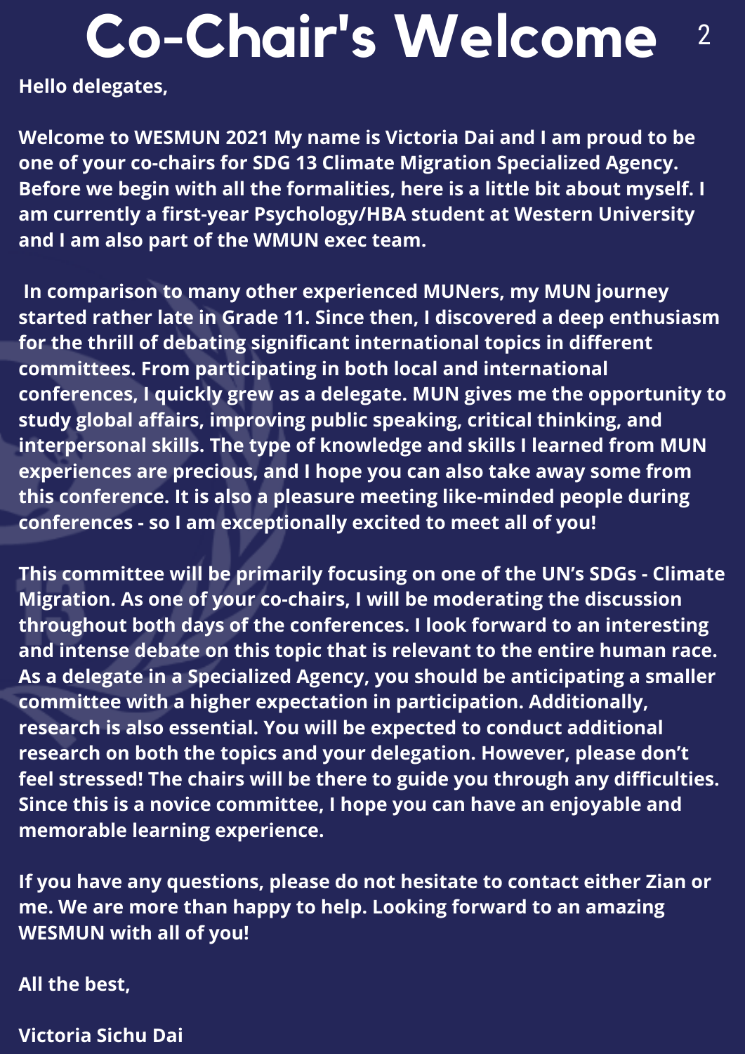# Co-Chair's Welcome

**Hello delegates,**

**Welcome to WESMUN 2021 My name is Victoria Dai and I am proud to be one of your co-chairs for SDG 13 Climate Migration Specialized Agency. Before we begin with all the formalities, here is a little bit about myself. I am currently a first-year Psychology/HBA student at Western University and I am also part of the WMUN exec team.**

**In comparison to many other experienced MUNers, my MUN journey started rather late in Grade 11. Since then, I discovered a deep enthusiasm for the thrill of debating significant international topics in different committees. From participating in both local and international conferences, I quickly grew as a delegate. MUN gives me the opportunity to study global affairs, improving public speaking, critical thinking, and interpersonal skills. The type of knowledge and skills I learned from MUN experiences are precious, and I hope you can also take away some from this conference. It is also a pleasure meeting like-minded people during conferences - so I am exceptionally excited to meet all of you!**

**This committee will be primarily focusing on one of the UN's SDGs - Climate Migration. As one of your co-chairs, I will be moderating the discussion throughout both days of the conferences. I look forward to an interesting and intense debate on this topic that is relevant to the entire human race. As a delegate in a Specialized Agency, you should be anticipating a smaller committee with a higher expectation in participation. Additionally, research is also essential. You will be expected to conduct additional research on both the topics and your delegation. However, please don't feel stressed! The chairs will be there to guide you through any difficulties. Since this is a novice committee, I hope you can have an enjoyable and memorable learning experience.**

**If you have any questions, please do not hesitate to contact either Zian or me. We are more than happy to help. Looking forward to an amazing WESMUN with all of you!**

**All the best,**

**Victoria Sichu Dai**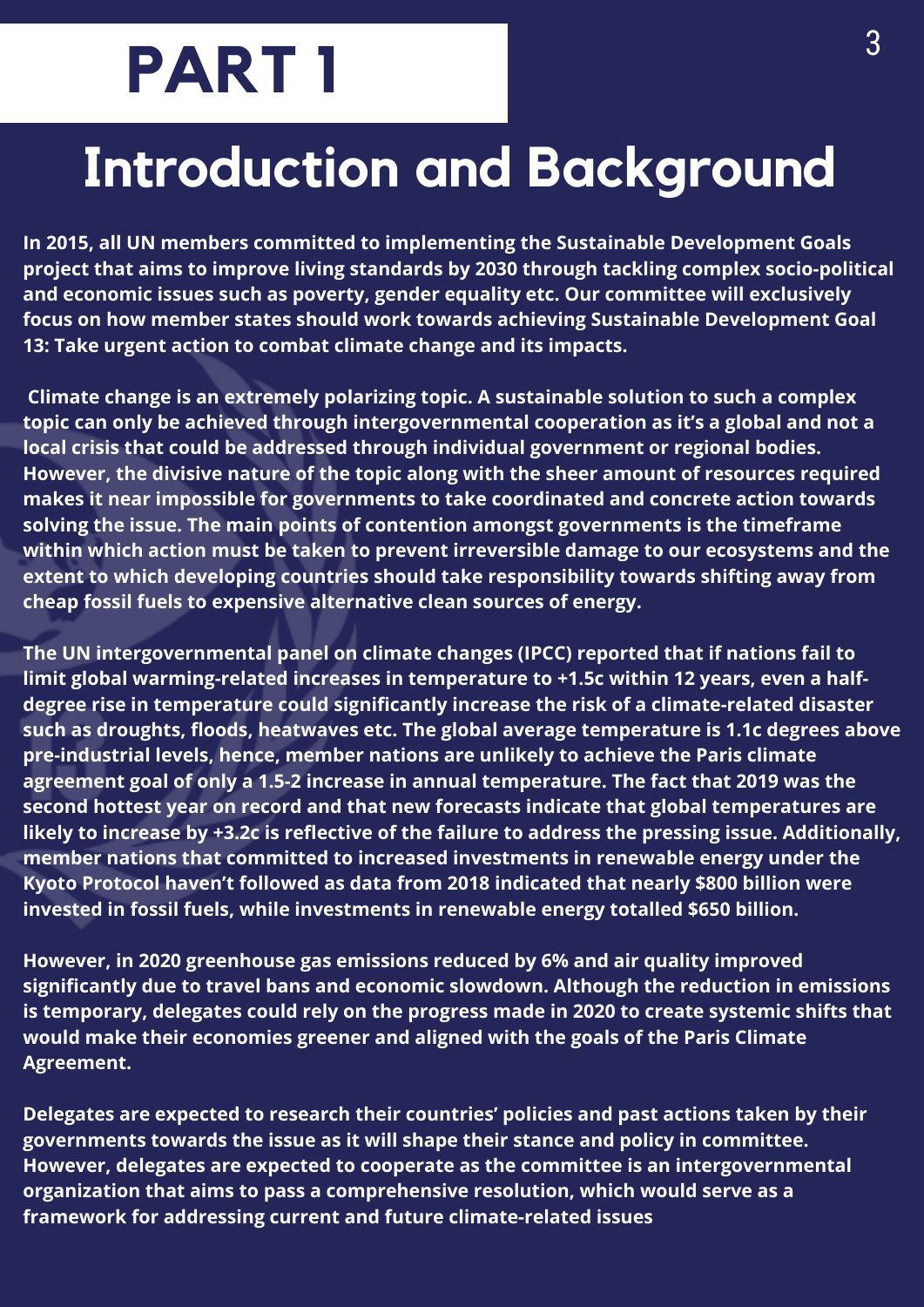# PART 1

## Introduction and Background

**In 2015, all UN members committed to implementing the Sustainable Development Goals project that aims to improve living standards by 2030 through tackling complex socio-political and economic issues such as poverty, gender equality etc. Our committee will exclusively focus on how member states should work towards achieving Sustainable Development Goal 13: Take urgent action to combat climate change and its impacts.**

**Climate change is an extremely polarizing topic. A sustainable solution to such a complex topic can only be achieved through intergovernmental cooperation as it's a global and not a local crisis that could be addressed through individual government or regional bodies. However, the divisive nature of the topic along with the sheer amount of resources required makes it near impossible for governments to take coordinated and concrete action towards solving the issue. The main points of contention amongst governments is the timeframe within which action must be taken to prevent irreversible damage to our ecosystems and the extent to which developing countries should take responsibility towards shifting away from cheap fossil fuels to expensive alternative clean sources of energy.**

**The UN intergovernmental panel on climate changes (IPCC) reported that if nations fail to limit global warming-related increases in temperature to +1.5c within 12 years, even a half-degree rise in temperature could significantly increase the risk of a climate-related disaster such as droughts, floods, heatwaves etc. The global average temperature is 1.1c degrees above pre-industrial levels, hence, member nations are unlikely to achieve the Paris climate agreement goal of only a 1.5-2 increase in annual temperature. The fact that 2019 was the second hottest year on record and that new forecasts indicate that global temperatures are likely to increase by +3.2c is reflective of the failure to address the pressing issue. Additionally, member nations that committed to increased investments in renewable energy under the Kyoto Protocol haven't followed as data from 2018 indicated that nearly $800 billion were invested in fossil fuels, while investments in renewable energy totalled $650 billion.**

**However, in 2020 greenhouse gas emissions reduced by 6% and air quality improved significantly due to travel bans and economic slowdown. Although the reduction in emissions is temporary, delegates could rely on the progress made in 2020 to create systemic shifts that would make their economies greener and aligned with the goals of the Paris Climate Agreement.**

**Delegates are expected to research their countries' policies and past actions taken by their governments towards the issue as it will shape their stance and policy in committee. However, delegates are expected to cooperate as the committee is an intergovernmental organization that aims to pass a comprehensive resolution, which would serve as a framework for addressing current and future climate-related issues**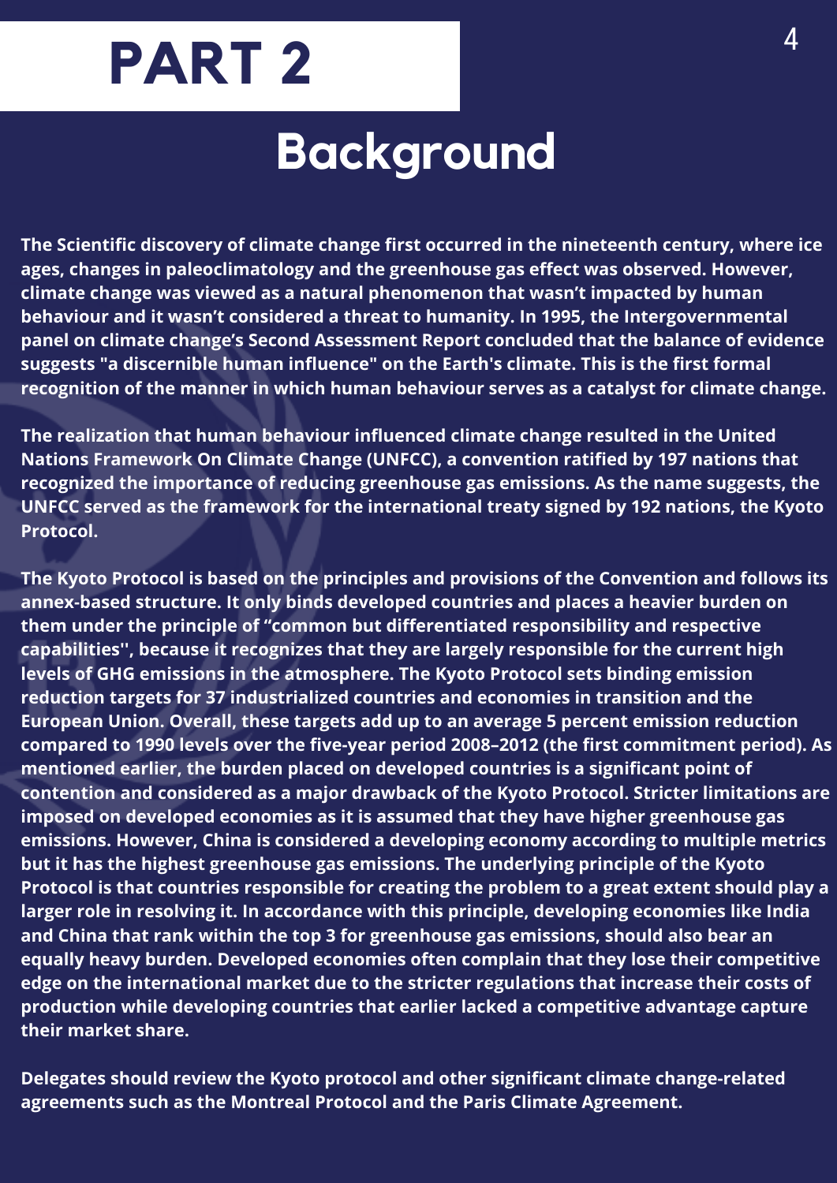# PART 2

## Background

**The Scientific discovery of climate change first occurred in the nineteenth century, where ice ages, changes in paleoclimatology and the greenhouse gas effect was observed. However, climate change was viewed as a natural phenomenon that wasn't impacted by human behaviour and it wasn't considered a threat to humanity. In 1995, the Intergovernmental panel on climate change's Second Assessment Report concluded that the balance of evidence suggests "a discernible human influence" on the Earth's climate. This is the first formal recognition of the manner in which human behaviour serves as a catalyst for climate change.**

**The realization that human behaviour influenced climate change resulted in the United Nations Framework On Climate Change (UNFCC), a convention ratified by 197 nations that recognized the importance of reducing greenhouse gas emissions. As the name suggests, the UNFCC served as the framework for the international treaty signed by 192 nations, the Kyoto Protocol.**

**The Kyoto Protocol is based on the principles and provisions of the Convention and follows its annex-based structure. It only binds developed countries and places a heavier burden on them under the principle of "common but differentiated responsibility and respective capabilities'', because it recognizes that they are largely responsible for the current high levels of GHG emissions in the atmosphere. The Kyoto Protocol sets binding emission reduction targets for 37 industrialized countries and economies in transition and the European Union. Overall, these targets add up to an average 5 percent emission reduction compared to 1990 levels over the five-year period 2008–2012 (the first commitment period). As mentioned earlier, the burden placed on developed countries is a significant point of contention and considered as a major drawback of the Kyoto Protocol. Stricter limitations are imposed on developed economies as it is assumed that they have higher greenhouse gas emissions. However, China is considered a developing economy according to multiple metrics but it has the highest greenhouse gas emissions. The underlying principle of the Kyoto Protocol is that countries responsible for creating the problem to a great extent should play a larger role in resolving it. In accordance with this principle, developing economies like India and China that rank within the top 3 for greenhouse gas emissions, should also bear an equally heavy burden. Developed economies often complain that they lose their competitive edge on the international market due to the stricter regulations that increase their costs of production while developing countries that earlier lacked a competitive advantage capture their market share.**

**Delegates should review the Kyoto protocol and other significant climate change-related agreements such as the Montreal Protocol and the Paris Climate Agreement.**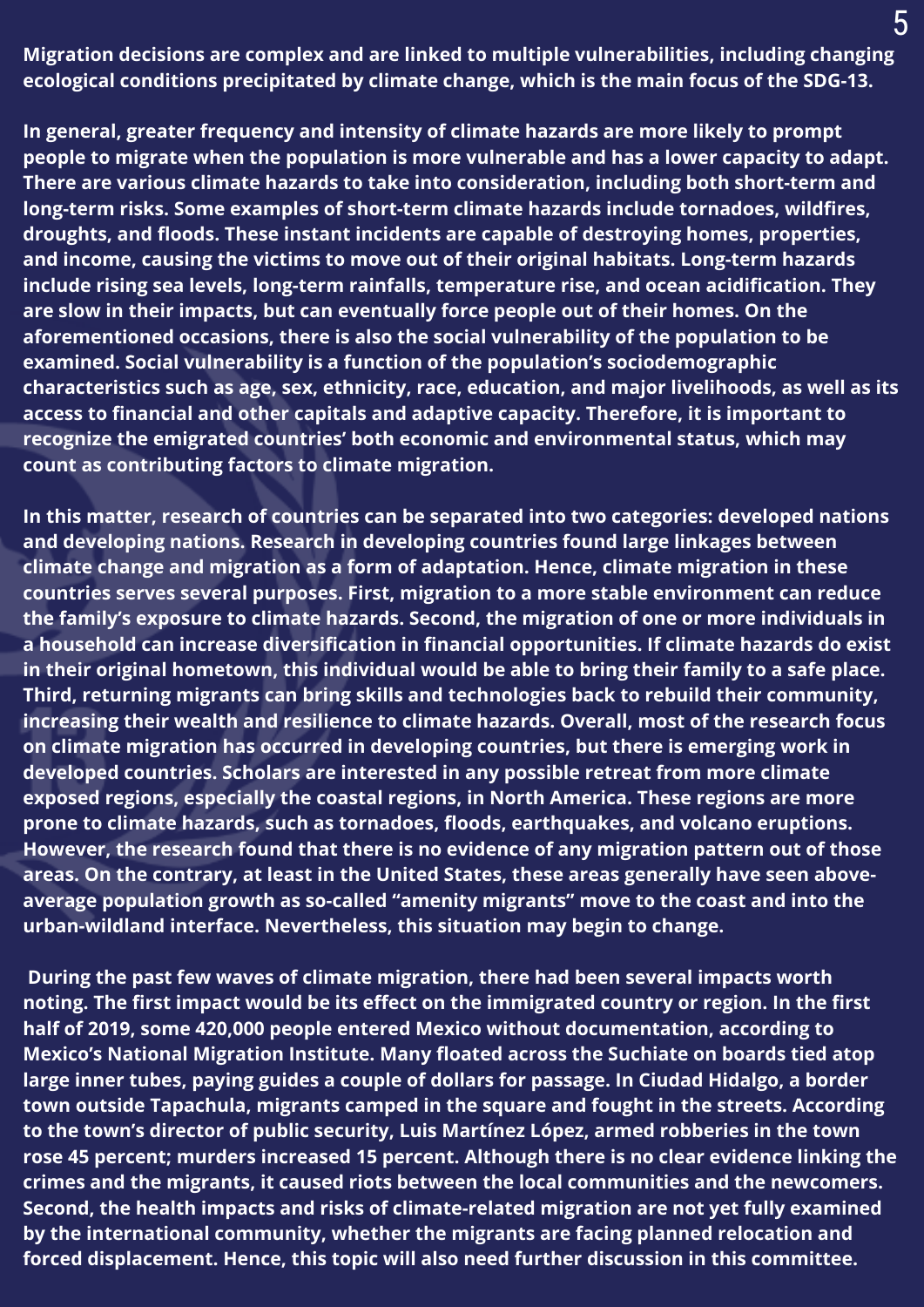**Migration decisions are complex and are linked to multiple vulnerabilities, including changing ecological conditions precipitated by climate change, which is the main focus of the SDG-13.**

**In general, greater frequency and intensity of climate hazards are more likely to prompt people to migrate when the population is more vulnerable and has a lower capacity to adapt. There are various climate hazards to take into consideration, including both short-term and long-term risks. Some examples of short-term climate hazards include tornadoes, wildfires, droughts, and floods. These instant incidents are capable of destroying homes, properties, and income, causing the victims to move out of their original habitats. Long-term hazards include rising sea levels, long-term rainfalls, temperature rise, and ocean acidification. They are slow in their impacts, but can eventually force people out of their homes. On the aforementioned occasions, there is also the social vulnerability of the population to be examined. Social vulnerability is a function of the population's sociodemographic characteristics such as age, sex, ethnicity, race, education, and major livelihoods, as well as its access to financial and other capitals and adaptive capacity. Therefore, it is important to recognize the emigrated countries' both economic and environmental status, which may count as contributing factors to climate migration.**

**In this matter, research of countries can be separated into two categories: developed nations and developing nations. Research in developing countries found large linkages between climate change and migration as a form of adaptation. Hence, climate migration in these countries serves several purposes. First, migration to a more stable environment can reduce the family's exposure to climate hazards. Second, the migration of one or more individuals in a household can increase diversification in financial opportunities. If climate hazards do exist in their original hometown, this individual would be able to bring their family to a safe place. Third, returning migrants can bring skills and technologies back to rebuild their community, increasing their wealth and resilience to climate hazards. Overall, most of the research focus on climate migration has occurred in developing countries, but there is emerging work in developed countries. Scholars are interested in any possible retreat from more climate exposed regions, especially the coastal regions, in North America. These regions are more prone to climate hazards, such as tornadoes, floods, earthquakes, and volcano eruptions. However, the research found that there is no evidence of any migration pattern out of those areas. On the contrary, at least in the United States, these areas generally have seen above-average population growth as so-called "amenity migrants" move to the coast and into the urban-wildland interface. Nevertheless, this situation may begin to change.**

**During the past few waves of climate migration, there had been several impacts worth noting. The first impact would be its effect on the immigrated country or region. In the first half of 2019, some 420,000 people entered Mexico without documentation, according to Mexico's National Migration Institute. Many floated across the Suchiate on boards tied atop large inner tubes, paying guides a couple of dollars for passage. In Ciudad Hidalgo, a border town outside Tapachula, migrants camped in the square and fought in the streets. According to the town's director of public security, Luis Martínez López, armed robberies in the town rose 45 percent; murders increased 15 percent. Although there is no clear evidence linking the crimes and the migrants, it caused riots between the local communities and the newcomers. Second, the health impacts and risks of climate-related migration are not yet fully examined by the international community, whether the migrants are facing planned relocation and forced displacement. Hence, this topic will also need further discussion in this committee.**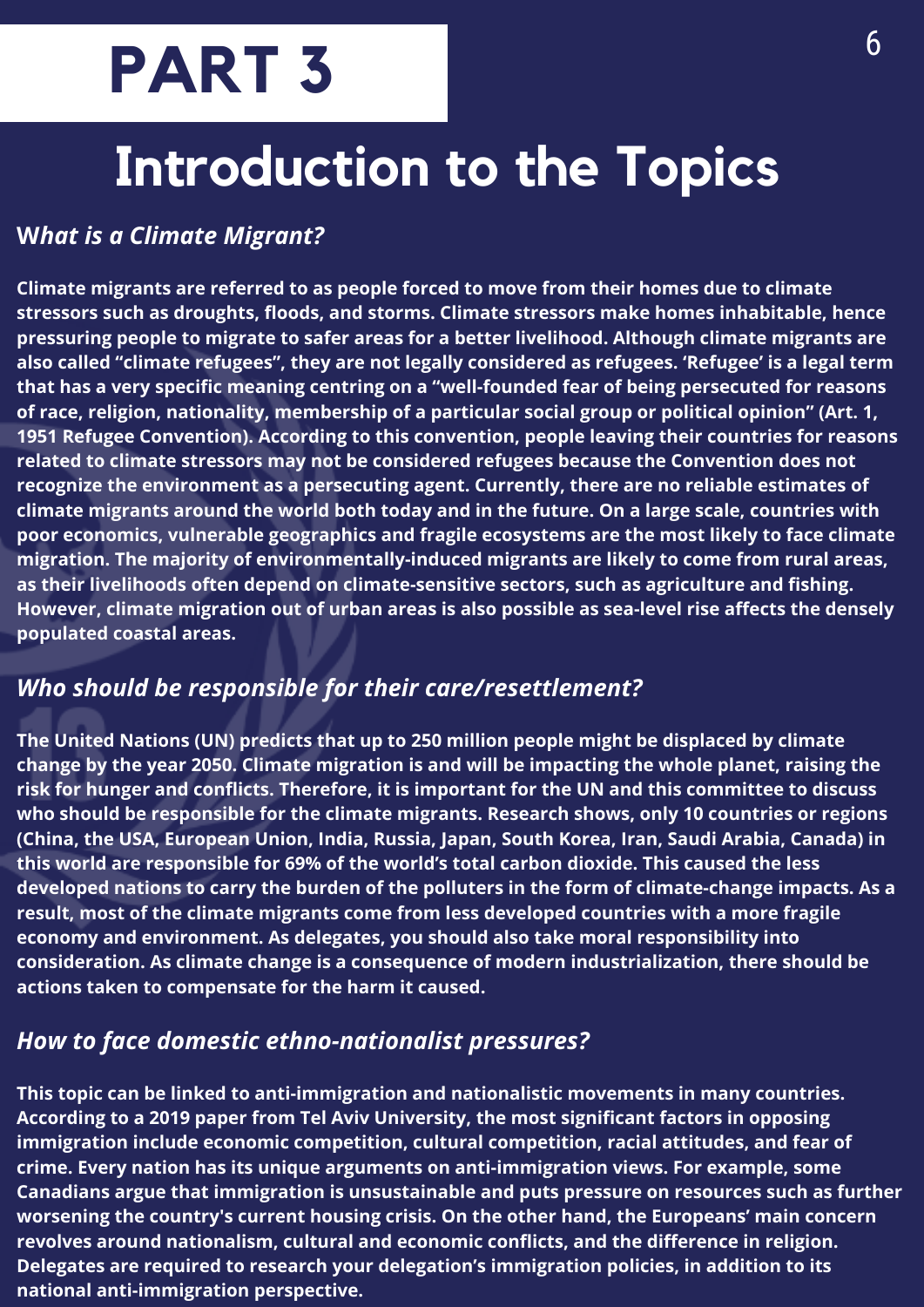# PART 3

# Introduction to the Topics

### *What is a Climate Migrant?*

**Climate migrants are referred to as people forced to move from their homes due to climate stressors such as droughts, floods, and storms. Climate stressors make homes inhabitable, hence pressuring people to migrate to safer areas for a better livelihood. Although climate migrants are also called "climate refugees", they are not legally considered as refugees. 'Refugee' is a legal term that has a very specific meaning centring on a "well-founded fear of being persecuted for reasons of race, religion, nationality, membership of a particular social group or political opinion" (Art. 1, 1951 Refugee Convention). According to this convention, people leaving their countries for reasons related to climate stressors may not be considered refugees because the Convention does not recognize the environment as a persecuting agent. Currently, there are no reliable estimates of climate migrants around the world both today and in the future. On a large scale, countries with poor economics, vulnerable geographics and fragile ecosystems are the most likely to face climate migration. The majority of environmentally-induced migrants are likely to come from rural areas, as their livelihoods often depend on climate-sensitive sectors, such as agriculture and fishing. However, climate migration out of urban areas is also possible as sea-level rise affects the densely populated coastal areas.**

### *Who should be responsible for their care/resettlement?*

**The United Nations (UN) predicts that up to 250 million people might be displaced by climate change by the year 2050. Climate migration is and will be impacting the whole planet, raising the risk for hunger and conflicts. Therefore, it is important for the UN and this committee to discuss who should be responsible for the climate migrants. Research shows, only 10 countries or regions (China, the USA, European Union, India, Russia, Japan, South Korea, Iran, Saudi Arabia, Canada) in this world are responsible for 69% of the world's total carbon dioxide. This caused the less developed nations to carry the burden of the polluters in the form of climate-change impacts. As a result, most of the climate migrants come from less developed countries with a more fragile economy and environment. As delegates, you should also take moral responsibility into consideration. As climate change is a consequence of modern industrialization, there should be actions taken to compensate for the harm it caused.**

### *How to face domestic ethno-nationalist pressures?*

**This topic can be linked to anti-immigration and nationalistic movements in many countries. According to a 2019 paper from Tel Aviv University, the most significant factors in opposing immigration include economic competition, cultural competition, racial attitudes, and fear of crime. Every nation has its unique arguments on anti-immigration views. For example, some Canadians argue that immigration is unsustainable and puts pressure on resources such as further worsening the country's current housing crisis. On the other hand, the Europeans' main concern revolves around nationalism, cultural and economic conflicts, and the difference in religion. Delegates are required to research your delegation's immigration policies, in addition to its national anti-immigration perspective.**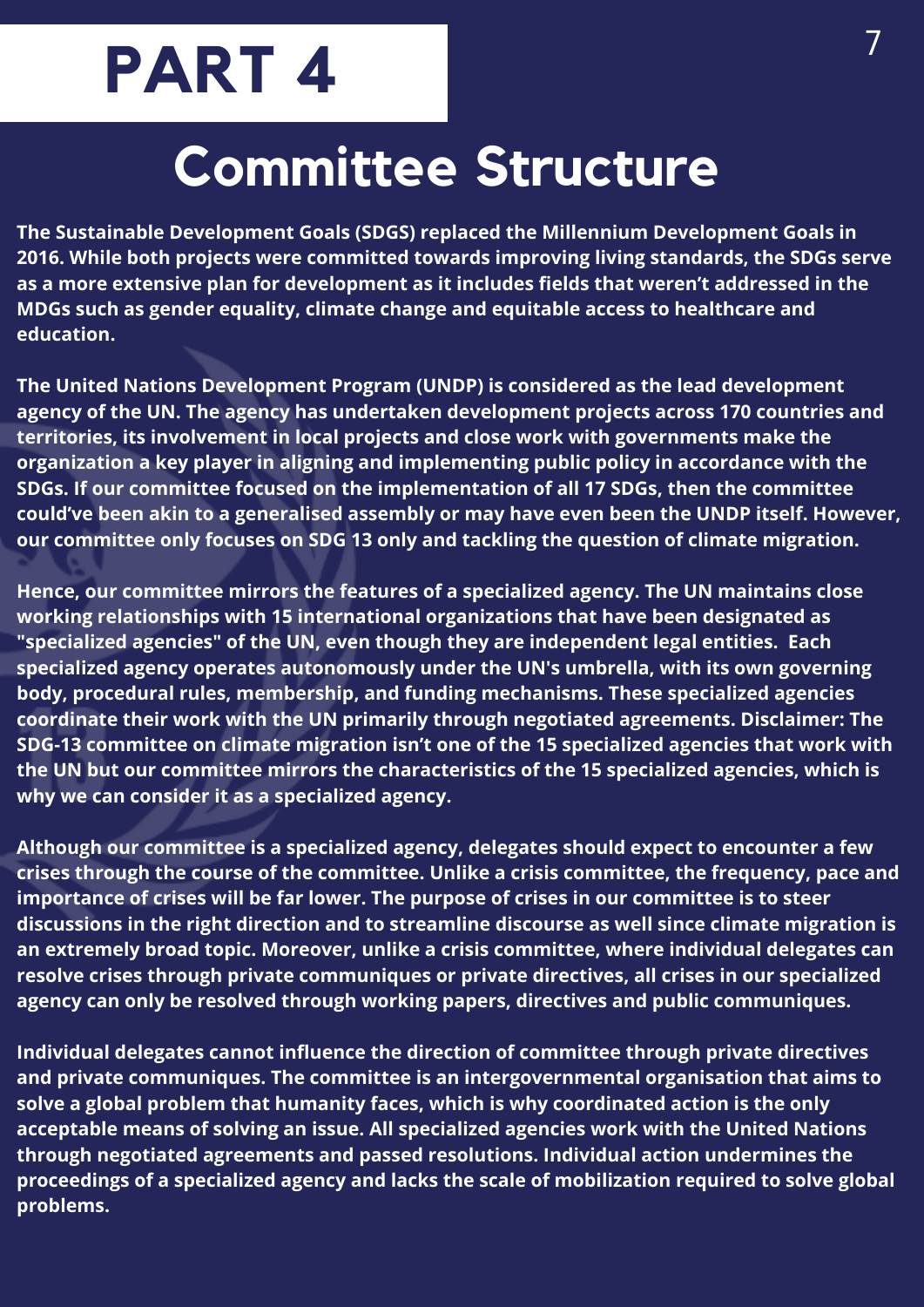# PART 4

## Committee Structure

**The Sustainable Development Goals (SDGS) replaced the Millennium Development Goals in 2016. While both projects were committed towards improving living standards, the SDGs serve as a more extensive plan for development as it includes fields that weren't addressed in the MDGs such as gender equality, climate change and equitable access to healthcare and education.**

**The United Nations Development Program (UNDP) is considered as the lead development agency of the UN. The agency has undertaken development projects across 170 countries and territories, its involvement in local projects and close work with governments make the organization a key player in aligning and implementing public policy in accordance with the SDGs. If our committee focused on the implementation of all 17 SDGs, then the committee could've been akin to a generalised assembly or may have even been the UNDP itself. However, our committee only focuses on SDG 13 only and tackling the question of climate migration.**

**Hence, our committee mirrors the features of a specialized agency. The UN maintains close working relationships with 15 international organizations that have been designated as "specialized agencies" of the UN, even though they are independent legal entities. Each specialized agency operates autonomously under the UN's umbrella, with its own governing body, procedural rules, membership, and funding mechanisms. These specialized agencies coordinate their work with the UN primarily through negotiated agreements. Disclaimer: The SDG-13 committee on climate migration isn't one of the 15 specialized agencies that work with the UN but our committee mirrors the characteristics of the 15 specialized agencies, which is why we can consider it as a specialized agency.**

**Although our committee is a specialized agency, delegates should expect to encounter a few crises through the course of the committee. Unlike a crisis committee, the frequency, pace and importance of crises will be far lower. The purpose of crises in our committee is to steer discussions in the right direction and to streamline discourse as well since climate migration is an extremely broad topic. Moreover, unlike a crisis committee, where individual delegates can resolve crises through private communiques or private directives, all crises in our specialized agency can only be resolved through working papers, directives and public communiques.**

**Individual delegates cannot influence the direction of committee through private directives and private communiques. The committee is an intergovernmental organisation that aims to solve a global problem that humanity faces, which is why coordinated action is the only acceptable means of solving an issue. All specialized agencies work with the United Nations through negotiated agreements and passed resolutions. Individual action undermines the proceedings of a specialized agency and lacks the scale of mobilization required to solve global problems.**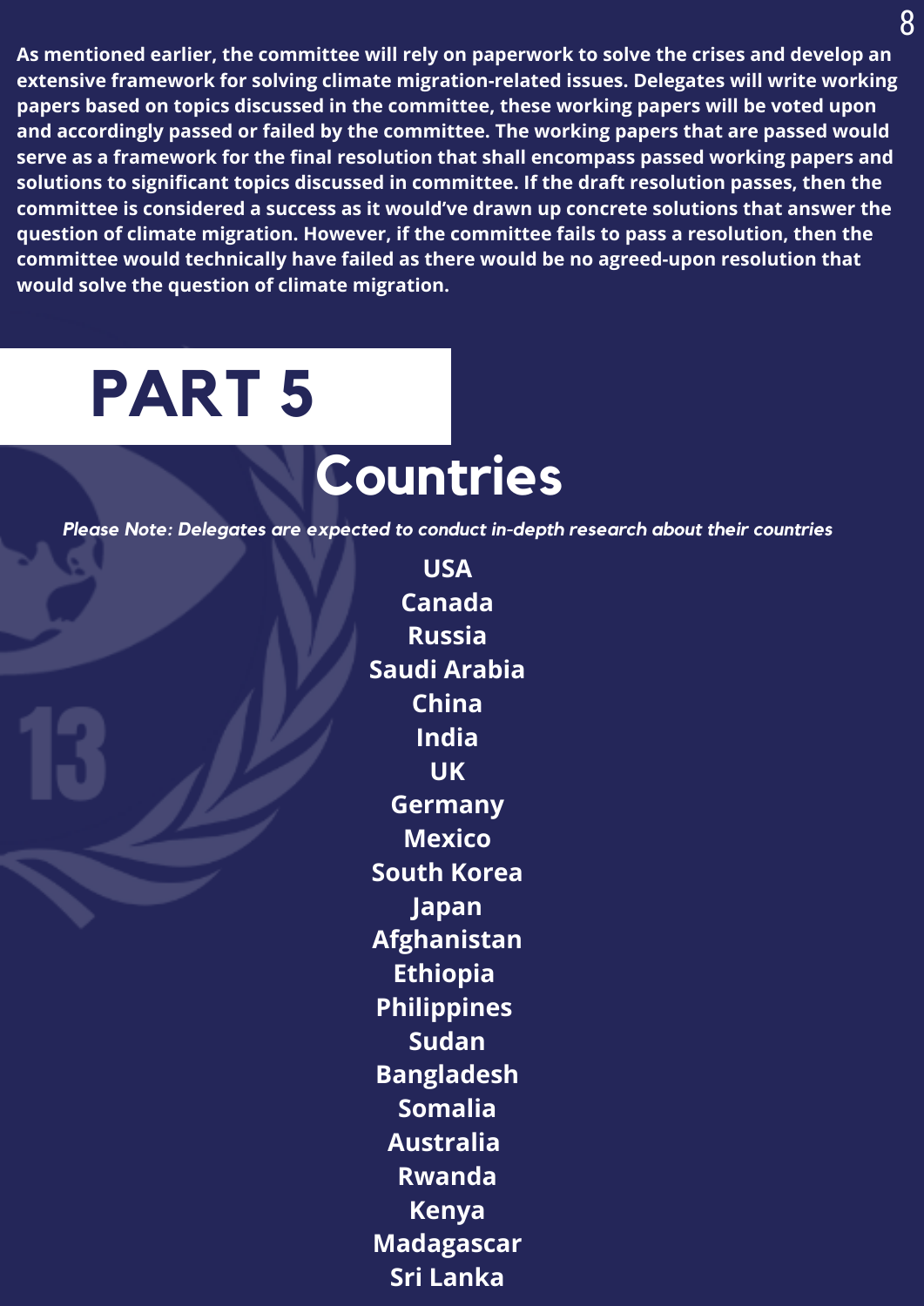**As mentioned earlier, the committee will rely on paperwork to solve the crises and develop an extensive framework for solving climate migration-related issues. Delegates will write working papers based on topics discussed in the committee, these working papers will be voted upon and accordingly passed or failed by the committee. The working papers that are passed would serve as a framework for the final resolution that shall encompass passed working papers and solutions to significant topics discussed in committee. If the draft resolution passes, then the committee is considered a success as it would've drawn up concrete solutions that answer the question of climate migration. However, if the committee fails to pass a resolution, then the committee would technically have failed as there would be no agreed-upon resolution that would solve the question of climate migration.**

# PART 5

## Countries

***Please Note: Delegates are expected to conduct in-depth research about their countries***

**USA**
**Canada**
**Russia**
**Saudi Arabia**
**China**
**India**
**UK**
**Germany**
**Mexico**
**South Korea**
**Japan**
**Afghanistan**
**Ethiopia**
**Philippines**
**Sudan**
**Bangladesh**
**Somalia**
**Australia**
**Rwanda**
**Kenya**
**Madagascar**
**Sri Lanka**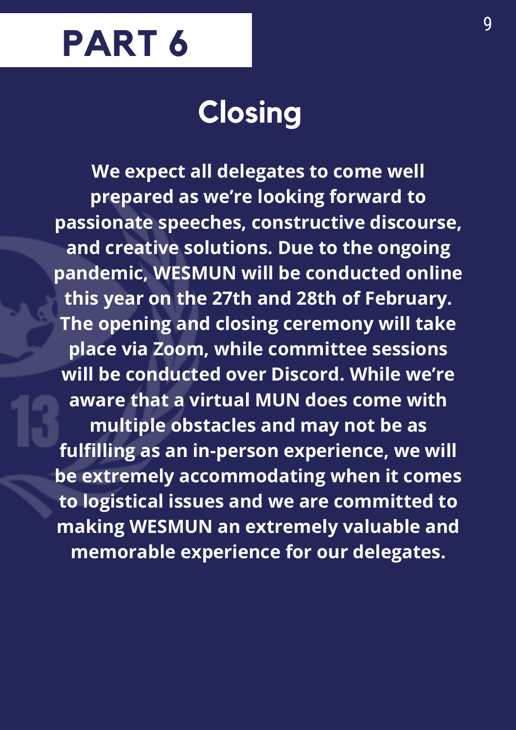# PART 6

## Closing

**We expect all delegates to come well prepared as we're looking forward to passionate speeches, constructive discourse, and creative solutions. Due to the ongoing pandemic, WESMUN will be conducted online this year on the 27th and 28th of February. The opening and closing ceremony will take place via Zoom, while committee sessions will be conducted over Discord. While we're aware that a virtual MUN does come with multiple obstacles and may not be as fulfilling as an in-person experience, we will be extremely accommodating when it comes to logistical issues and we are committed to making WESMUN an extremely valuable and memorable experience for our delegates.**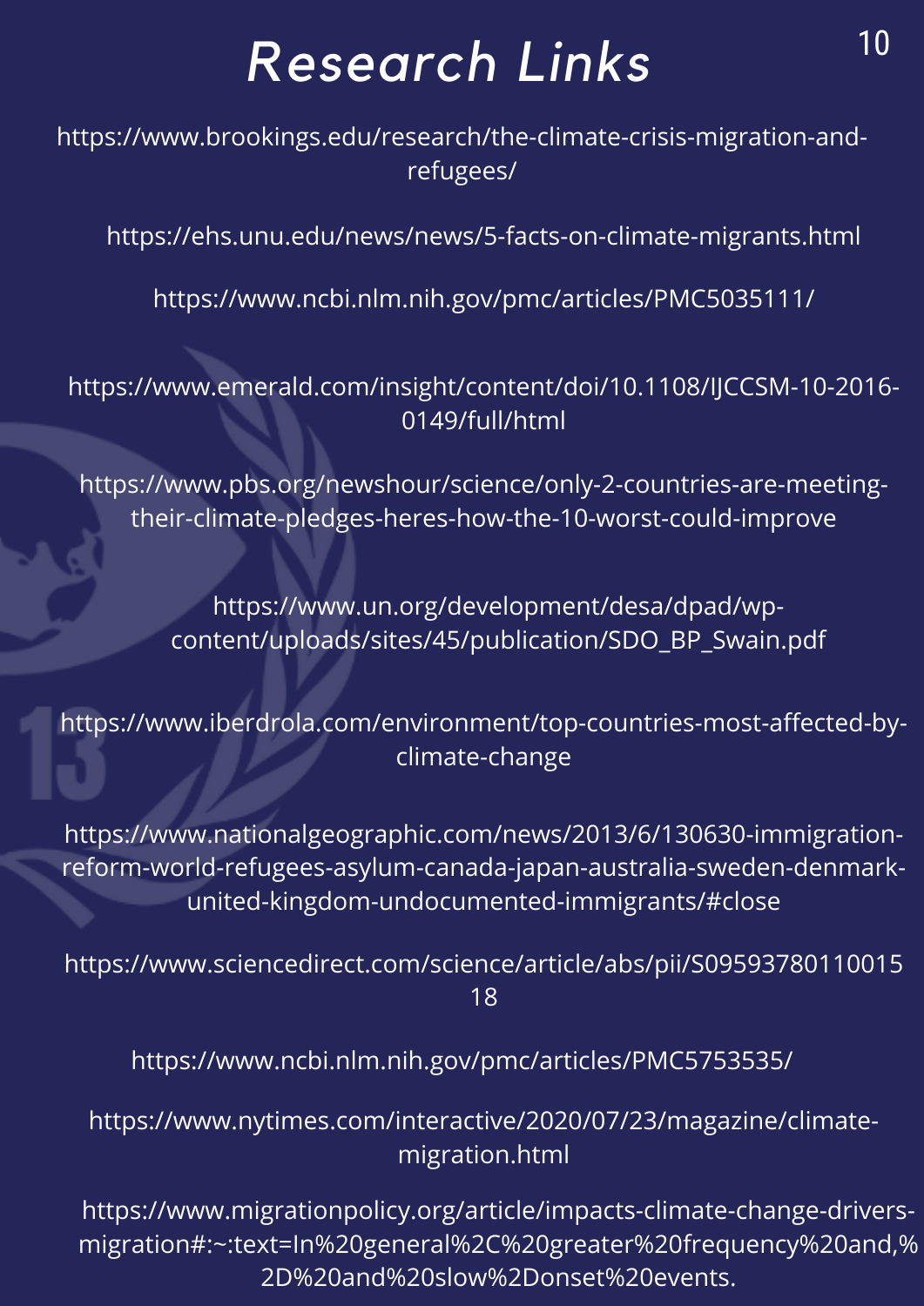# *Research Links*

https://www.brookings.edu/research/the-climate-crisis-migration-and-refugees/

https://ehs.unu.edu/news/news/5-facts-on-climate-migrants.html

https://www.ncbi.nlm.nih.gov/pmc/articles/PMC5035111/

https://www.emerald.com/insight/content/doi/10.1108/IJCCSM-10-2016-0149/full/html

https://www.pbs.org/newshour/science/only-2-countries-are-meeting-their-climate-pledges-heres-how-the-10-worst-could-improve

https://www.un.org/development/desa/dpad/wp-content/uploads/sites/45/publication/SDO_BP_Swain.pdf

https://www.iberdrola.com/environment/top-countries-most-affected-by-climate-change

https://www.nationalgeographic.com/news/2013/6/130630-immigration-reform-world-refugees-asylum-canada-japan-australia-sweden-denmark-united-kingdom-undocumented-immigrants/#close

https://www.sciencedirect.com/science/article/abs/pii/S0959378011001518

https://www.ncbi.nlm.nih.gov/pmc/articles/PMC5753535/

https://www.nytimes.com/interactive/2020/07/23/magazine/climate-migration.html

https://www.migrationpolicy.org/article/impacts-climate-change-drivers-migration#:~:text=In%20general%2C%20greater%20frequency%20and,%2D%20and%20slow%2Donset%20events.